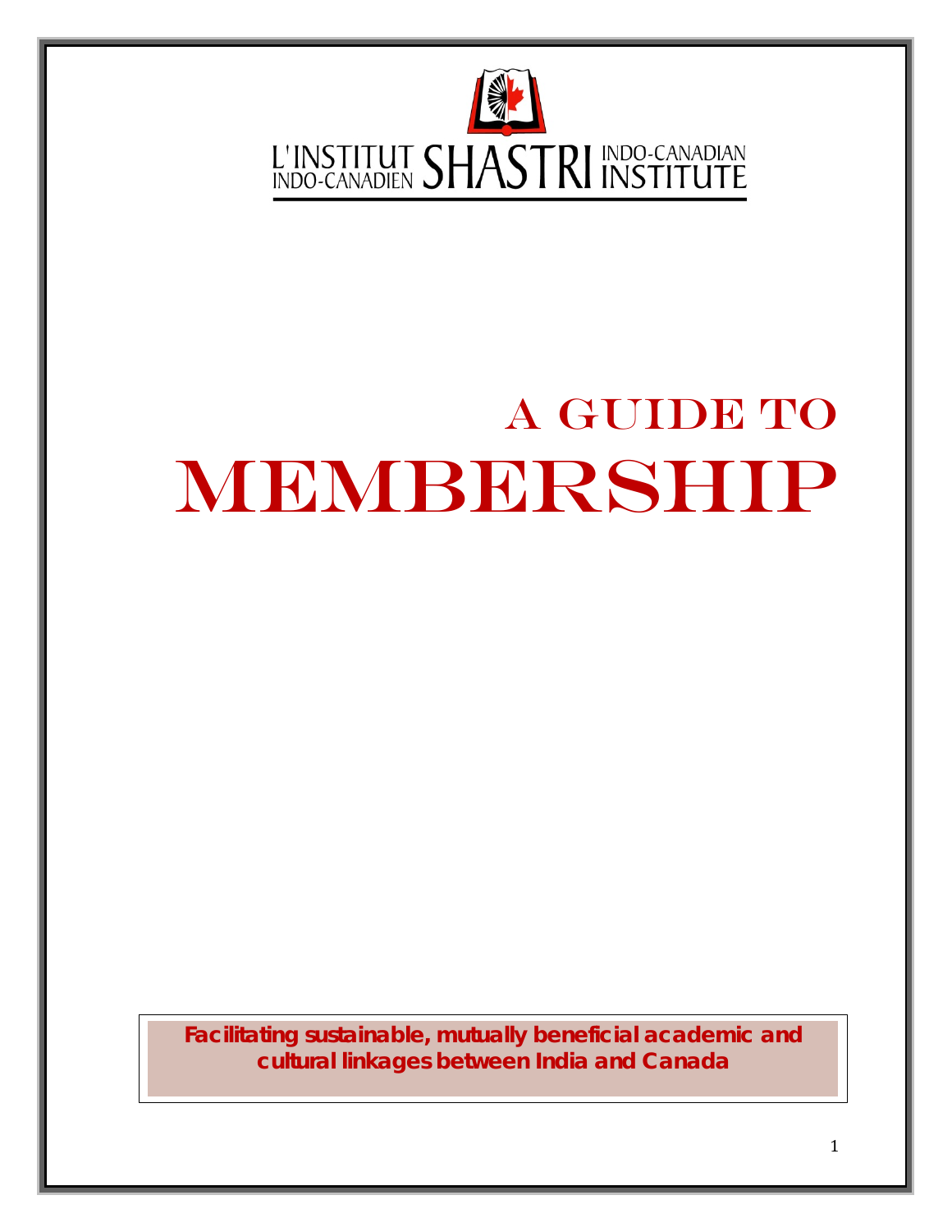L'INSTITUT INDO-CANADIEN SHASTRI INDO-CANADIAN INSTITUTE

# A GUIDE TO MEMBERSHIP

**Facilitating sustainable, mutually beneficial academic and cultural linkages between India and Canada**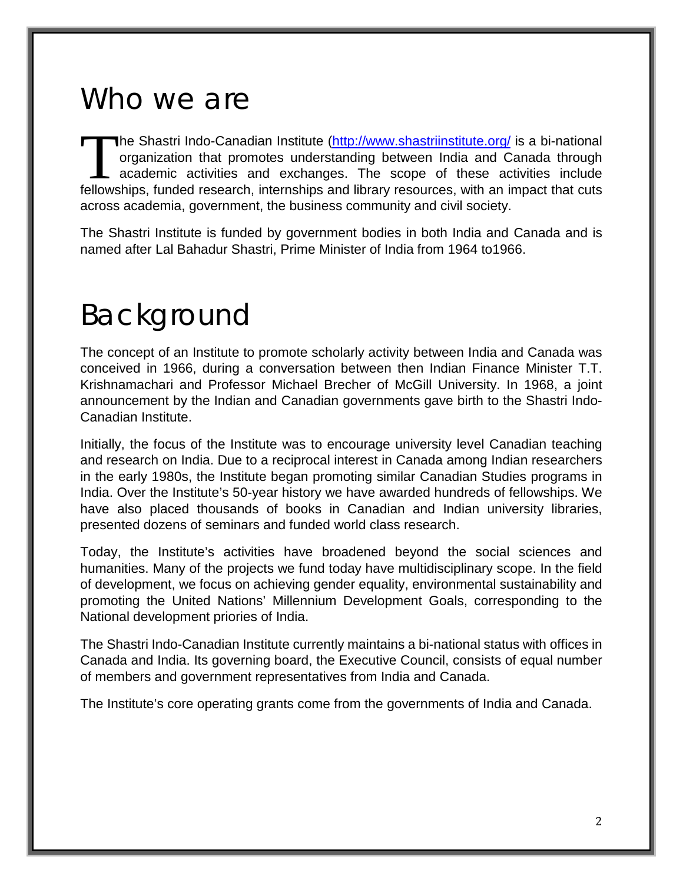# Who we are

The Shastri Indo-Canadian Institute (http://www.shastriinstitute.org/ is a bi-national organization that promotes understanding between India and Canada through academic activities and exchanges. The scope of these activities include fellowships, funded research, internships and library resources, with an impact that cuts across academia, government, the business community and civil society.

The Shastri Institute is funded by government bodies in both India and Canada and is named after Lal Bahadur Shastri, Prime Minister of India from 1964 to1966.

# Background

The concept of an Institute to promote scholarly activity between India and Canada was conceived in 1966, during a conversation between then Indian Finance Minister T.T. Krishnamachari and Professor Michael Brecher of McGill University. In 1968, a joint announcement by the Indian and Canadian governments gave birth to the Shastri Indo-Canadian Institute.

Initially, the focus of the Institute was to encourage university level Canadian teaching and research on India. Due to a reciprocal interest in Canada among Indian researchers in the early 1980s, the Institute began promoting similar Canadian Studies programs in India. Over the Institute's 50-year history we have awarded hundreds of fellowships. We have also placed thousands of books in Canadian and Indian university libraries, presented dozens of seminars and funded world class research.

Today, the Institute's activities have broadened beyond the social sciences and humanities. Many of the projects we fund today have multidisciplinary scope. In the field of development, we focus on achieving gender equality, environmental sustainability and promoting the United Nations' Millennium Development Goals, corresponding to the National development priories of India.

The Shastri Indo-Canadian Institute currently maintains a bi-national status with offices in Canada and India. Its governing board, the Executive Council, consists of equal number of members and government representatives from India and Canada.

The Institute's core operating grants come from the governments of India and Canada.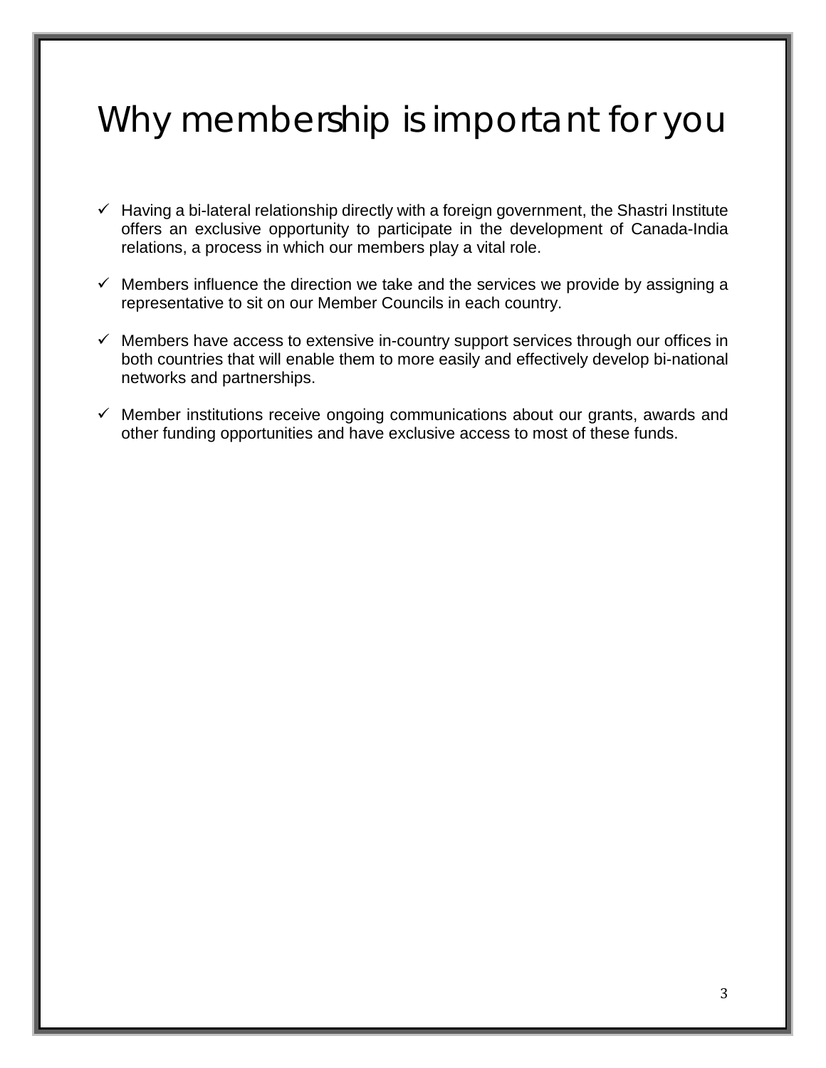# Why membership is important for you

- ✓ Having a bi-lateral relationship directly with a foreign government, the Shastri Institute offers an exclusive opportunity to participate in the development of Canada-India relations, a process in which our members play a vital role.

- ✓ Members influence the direction we take and the services we provide by assigning a representative to sit on our Member Councils in each country.

- ✓ Members have access to extensive in-country support services through our offices in both countries that will enable them to more easily and effectively develop bi-national networks and partnerships.

- ✓ Member institutions receive ongoing communications about our grants, awards and other funding opportunities and have exclusive access to most of these funds.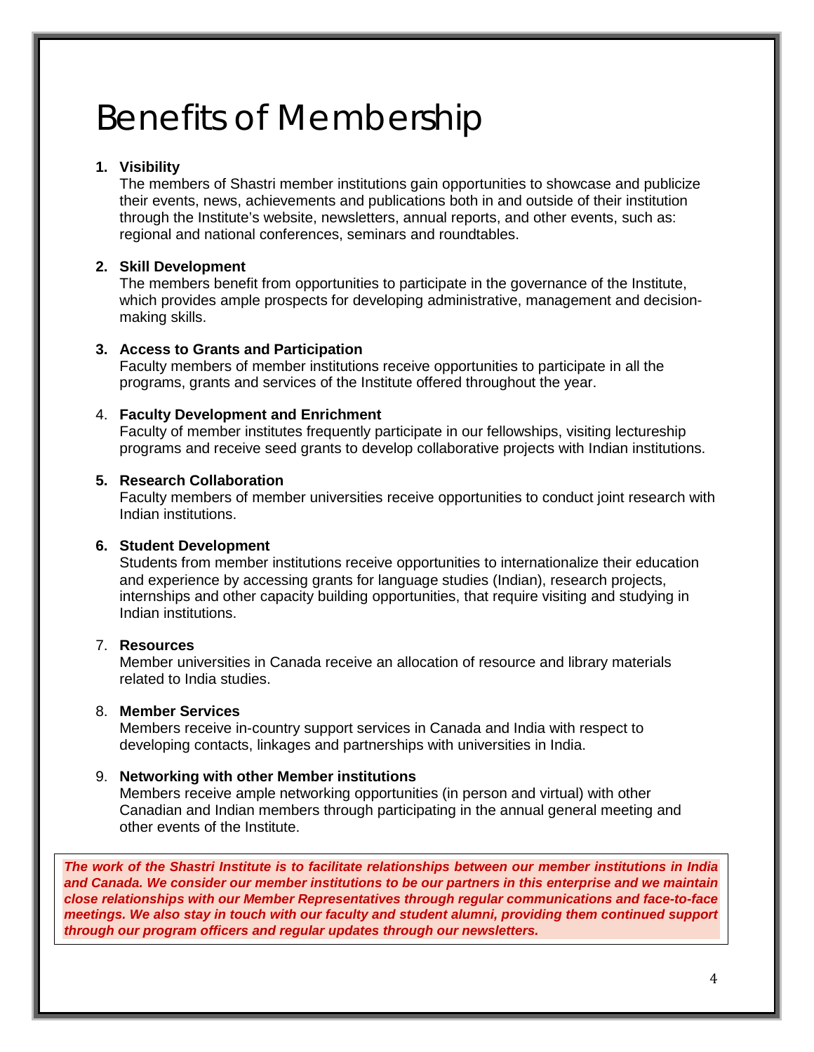# Benefits of Membership

1. **Visibility**
   The members of Shastri member institutions gain opportunities to showcase and publicize their events, news, achievements and publications both in and outside of their institution through the Institute's website, newsletters, annual reports, and other events, such as: regional and national conferences, seminars and roundtables.

2. **Skill Development**
   The members benefit from opportunities to participate in the governance of the Institute, which provides ample prospects for developing administrative, management and decision-making skills.

3. **Access to Grants and Participation**
   Faculty members of member institutions receive opportunities to participate in all the programs, grants and services of the Institute offered throughout the year.

4. **Faculty Development and Enrichment**
   Faculty of member institutes frequently participate in our fellowships, visiting lectureship programs and receive seed grants to develop collaborative projects with Indian institutions.

5. **Research Collaboration**
   Faculty members of member universities receive opportunities to conduct joint research with Indian institutions.

6. **Student Development**
   Students from member institutions receive opportunities to internationalize their education and experience by accessing grants for language studies (Indian), research projects, internships and other capacity building opportunities, that require visiting and studying in Indian institutions.

7. **Resources**
   Member universities in Canada receive an allocation of resource and library materials related to India studies.

8. **Member Services**
   Members receive in-country support services in Canada and India with respect to developing contacts, linkages and partnerships with universities in India.

9. **Networking with other Member institutions**
   Members receive ample networking opportunities (in person and virtual) with other Canadian and Indian members through participating in the annual general meeting and other events of the Institute.

***The work of the Shastri Institute is to facilitate relationships between our member institutions in India and Canada. We consider our member institutions to be our partners in this enterprise and we maintain close relationships with our Member Representatives through regular communications and face-to-face meetings. We also stay in touch with our faculty and student alumni, providing them continued support through our program officers and regular updates through our newsletters.***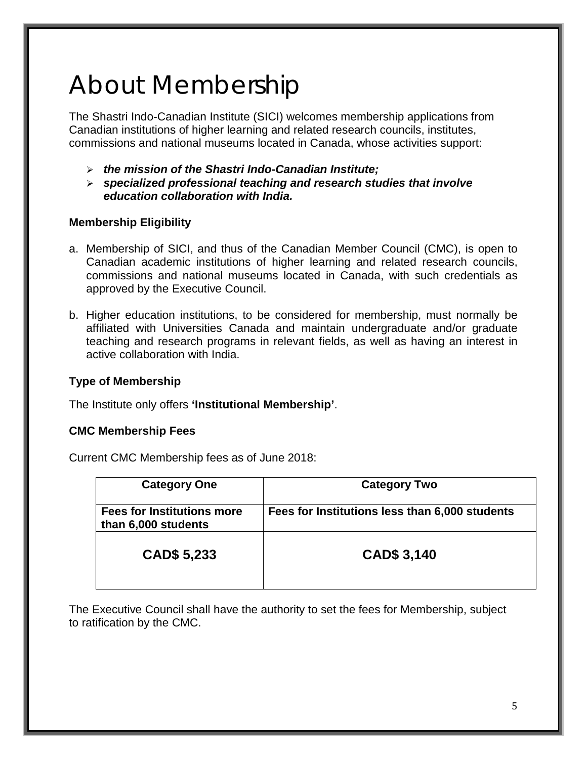# About Membership

The Shastri Indo-Canadian Institute (SICI) welcomes membership applications from Canadian institutions of higher learning and related research councils, institutes, commissions and national museums located in Canada, whose activities support:

- ***the mission of the Shastri Indo-Canadian Institute;***
- ***specialized professional teaching and research studies that involve education collaboration with India.***

**Membership Eligibility**

a. Membership of SICI, and thus of the Canadian Member Council (CMC), is open to Canadian academic institutions of higher learning and related research councils, commissions and national museums located in Canada, with such credentials as approved by the Executive Council.

b. Higher education institutions, to be considered for membership, must normally be affiliated with Universities Canada and maintain undergraduate and/or graduate teaching and research programs in relevant fields, as well as having an interest in active collaboration with India.

**Type of Membership**

The Institute only offers **'Institutional Membership'**.

**CMC Membership Fees**

Current CMC Membership fees as of June 2018:

| Category One | Category Two |
|---|---|
| **Fees for Institutions more than 6,000 students** | **Fees for Institutions less than 6,000 students** |
| **CAD$ 5,233** | **CAD$ 3,140** |

The Executive Council shall have the authority to set the fees for Membership, subject to ratification by the CMC.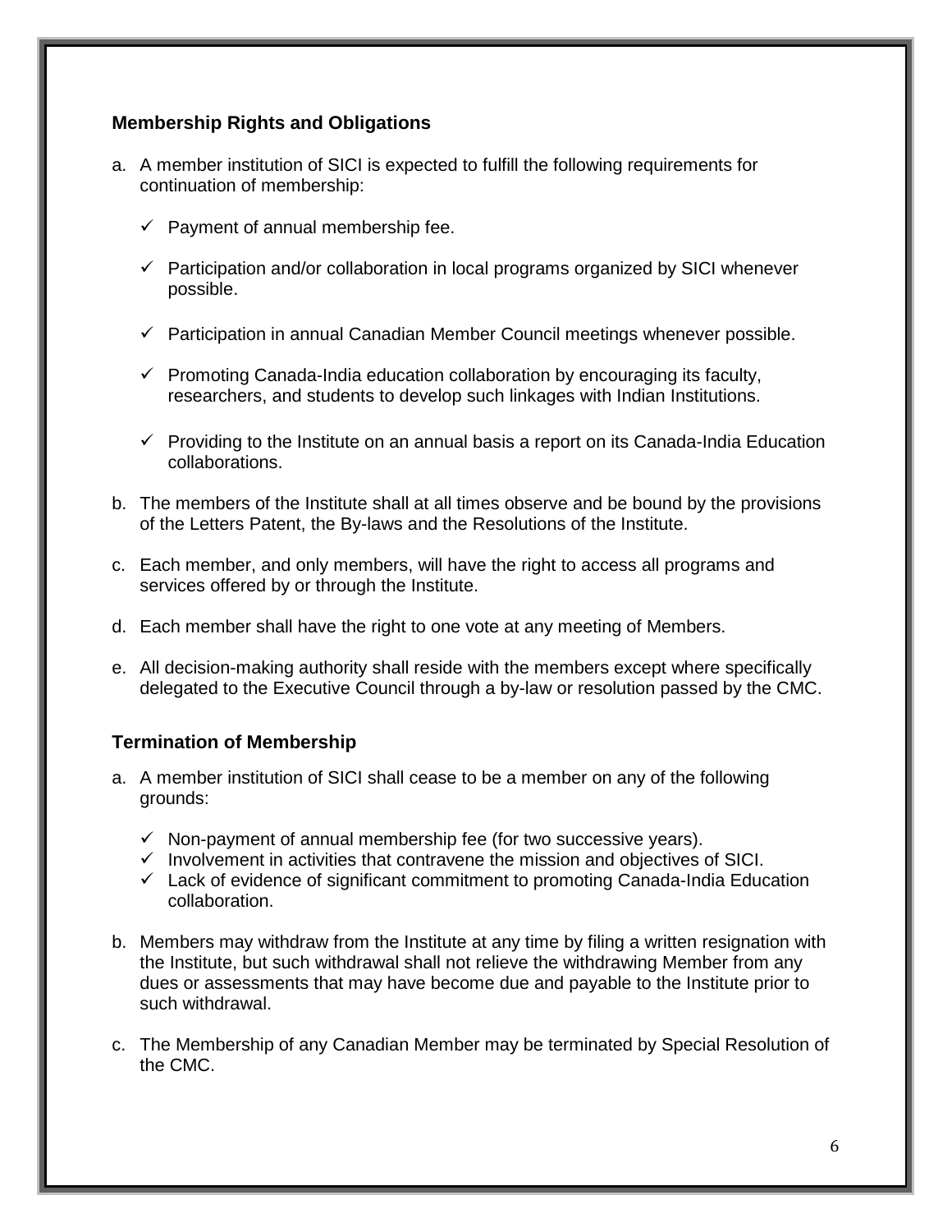### Membership Rights and Obligations

a. A member institution of SICI is expected to fulfill the following requirements for continuation of membership:

   - ✓ Payment of annual membership fee.
   - ✓ Participation and/or collaboration in local programs organized by SICI whenever possible.
   - ✓ Participation in annual Canadian Member Council meetings whenever possible.
   - ✓ Promoting Canada-India education collaboration by encouraging its faculty, researchers, and students to develop such linkages with Indian Institutions.
   - ✓ Providing to the Institute on an annual basis a report on its Canada-India Education collaborations.

b. The members of the Institute shall at all times observe and be bound by the provisions of the Letters Patent, the By-laws and the Resolutions of the Institute.

c. Each member, and only members, will have the right to access all programs and services offered by or through the Institute.

d. Each member shall have the right to one vote at any meeting of Members.

e. All decision-making authority shall reside with the members except where specifically delegated to the Executive Council through a by-law or resolution passed by the CMC.

### Termination of Membership

a. A member institution of SICI shall cease to be a member on any of the following grounds:

   - ✓ Non-payment of annual membership fee (for two successive years).
   - ✓ Involvement in activities that contravene the mission and objectives of SICI.
   - ✓ Lack of evidence of significant commitment to promoting Canada-India Education collaboration.

b. Members may withdraw from the Institute at any time by filing a written resignation with the Institute, but such withdrawal shall not relieve the withdrawing Member from any dues or assessments that may have become due and payable to the Institute prior to such withdrawal.

c. The Membership of any Canadian Member may be terminated by Special Resolution of the CMC.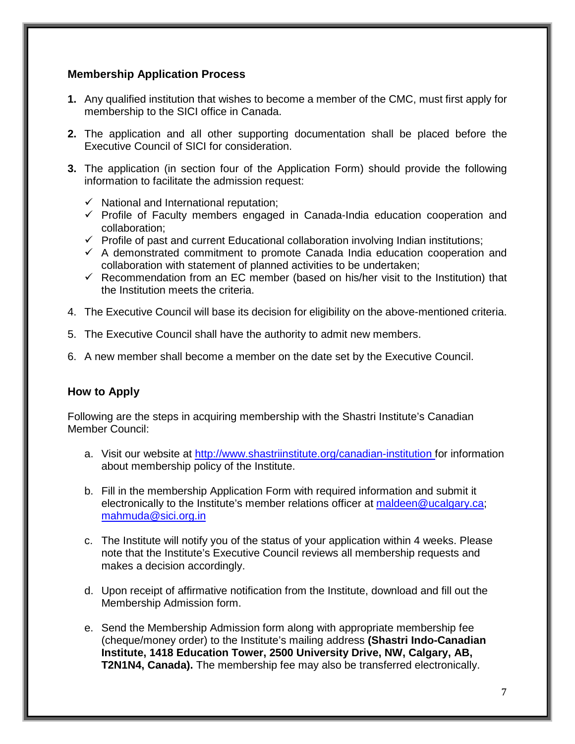## Membership Application Process

**1.** Any qualified institution that wishes to become a member of the CMC, must first apply for membership to the SICI office in Canada.

**2.** The application and all other supporting documentation shall be placed before the Executive Council of SICI for consideration.

**3.** The application (in section four of the Application Form) should provide the following information to facilitate the admission request:

- ✓ National and International reputation;
- ✓ Profile of Faculty members engaged in Canada-India education cooperation and collaboration;
- ✓ Profile of past and current Educational collaboration involving Indian institutions;
- ✓ A demonstrated commitment to promote Canada India education cooperation and collaboration with statement of planned activities to be undertaken;
- ✓ Recommendation from an EC member (based on his/her visit to the Institution) that the Institution meets the criteria.

4. The Executive Council will base its decision for eligibility on the above-mentioned criteria.

5. The Executive Council shall have the authority to admit new members.

6. A new member shall become a member on the date set by the Executive Council.

## How to Apply

Following are the steps in acquiring membership with the Shastri Institute's Canadian Member Council:

a. Visit our website at http://www.shastriinstitute.org/canadian-institution for information about membership policy of the Institute.

b. Fill in the membership Application Form with required information and submit it electronically to the Institute's member relations officer at maldeen@ucalgary.ca; mahmuda@sici.org.in

c. The Institute will notify you of the status of your application within 4 weeks. Please note that the Institute's Executive Council reviews all membership requests and makes a decision accordingly.

d. Upon receipt of affirmative notification from the Institute, download and fill out the Membership Admission form.

e. Send the Membership Admission form along with appropriate membership fee (cheque/money order) to the Institute's mailing address **(Shastri Indo-Canadian Institute, 1418 Education Tower, 2500 University Drive, NW, Calgary, AB, T2N1N4, Canada).** The membership fee may also be transferred electronically.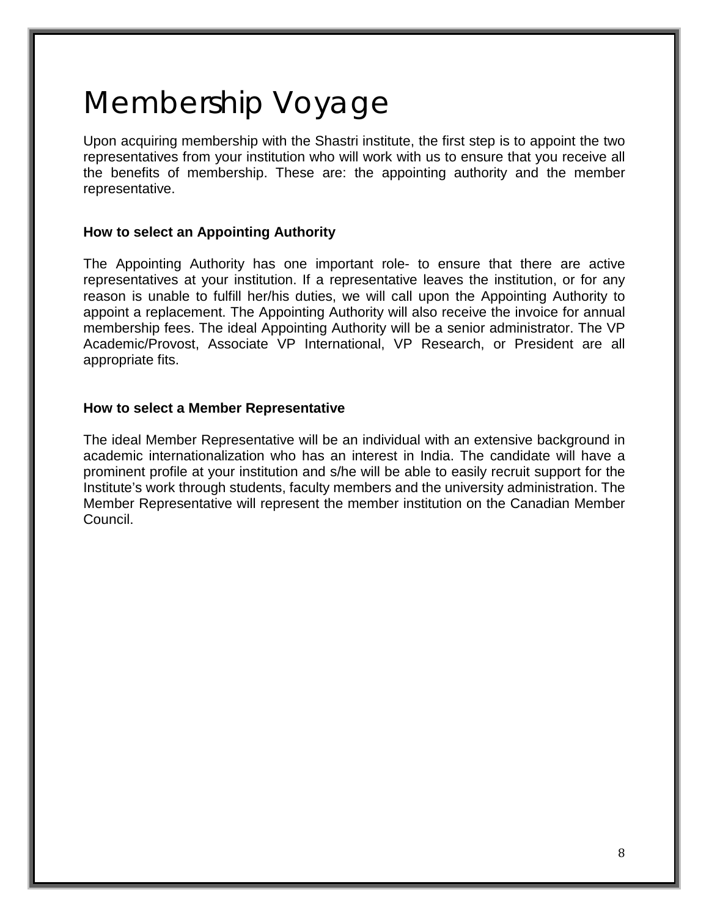# Membership Voyage

Upon acquiring membership with the Shastri institute, the first step is to appoint the two representatives from your institution who will work with us to ensure that you receive all the benefits of membership. These are: the appointing authority and the member representative.

**How to select an Appointing Authority**

The Appointing Authority has one important role- to ensure that there are active representatives at your institution. If a representative leaves the institution, or for any reason is unable to fulfill her/his duties, we will call upon the Appointing Authority to appoint a replacement. The Appointing Authority will also receive the invoice for annual membership fees. The ideal Appointing Authority will be a senior administrator. The VP Academic/Provost, Associate VP International, VP Research, or President are all appropriate fits.

**How to select a Member Representative**

The ideal Member Representative will be an individual with an extensive background in academic internationalization who has an interest in India. The candidate will have a prominent profile at your institution and s/he will be able to easily recruit support for the Institute's work through students, faculty members and the university administration. The Member Representative will represent the member institution on the Canadian Member Council.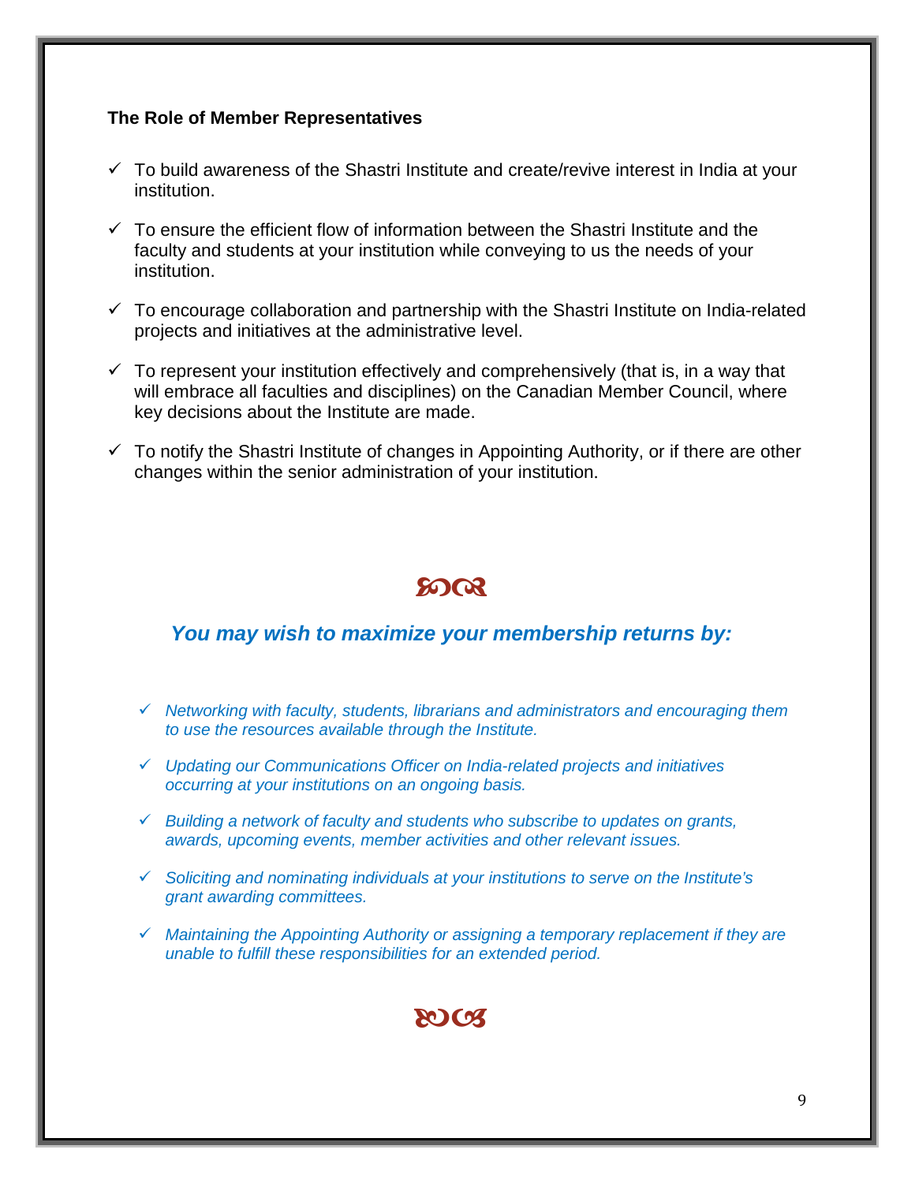**The Role of Member Representatives**

- ✓ To build awareness of the Shastri Institute and create/revive interest in India at your institution.
- ✓ To ensure the efficient flow of information between the Shastri Institute and the faculty and students at your institution while conveying to us the needs of your institution.
- ✓ To encourage collaboration and partnership with the Shastri Institute on India-related projects and initiatives at the administrative level.
- ✓ To represent your institution effectively and comprehensively (that is, in a way that will embrace all faculties and disciplines) on the Canadian Member Council, where key decisions about the Institute are made.
- ✓ To notify the Shastri Institute of changes in Appointing Authority, or if there are other changes within the senior administration of your institution.

## *You may wish to maximize your membership returns by:*

- ✓ *Networking with faculty, students, librarians and administrators and encouraging them to use the resources available through the Institute.*
- ✓ *Updating our Communications Officer on India-related projects and initiatives occurring at your institutions on an ongoing basis.*
- ✓ *Building a network of faculty and students who subscribe to updates on grants, awards, upcoming events, member activities and other relevant issues.*
- ✓ *Soliciting and nominating individuals at your institutions to serve on the Institute's grant awarding committees.*
- ✓ *Maintaining the Appointing Authority or assigning a temporary replacement if they are unable to fulfill these responsibilities for an extended period.*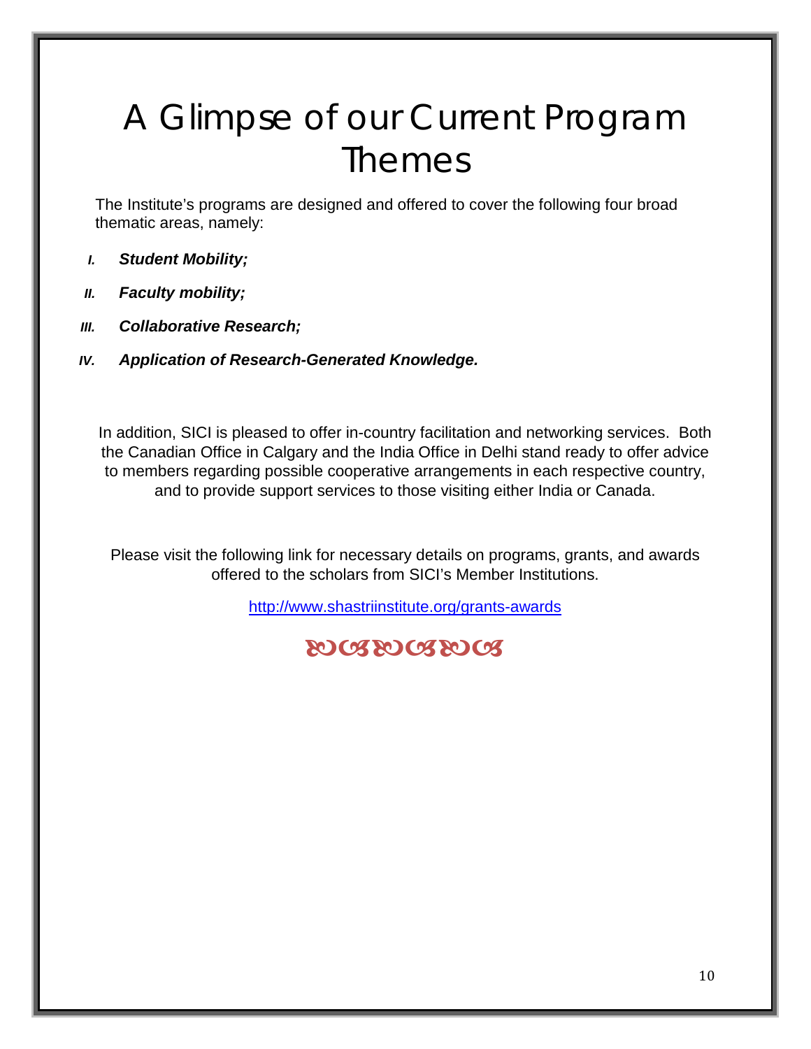# A Glimpse of our Current Program Themes

The Institute's programs are designed and offered to cover the following four broad thematic areas, namely:

*I.* ***Student Mobility;***

*II.* ***Faculty mobility;***

*III.* ***Collaborative Research;***

*IV.* ***Application of Research-Generated Knowledge.***

In addition, SICI is pleased to offer in-country facilitation and networking services. Both the Canadian Office in Calgary and the India Office in Delhi stand ready to offer advice to members regarding possible cooperative arrangements in each respective country, and to provide support services to those visiting either India or Canada.

Please visit the following link for necessary details on programs, grants, and awards offered to the scholars from SICI's Member Institutions.

http://www.shastriinstitute.org/grants-awards